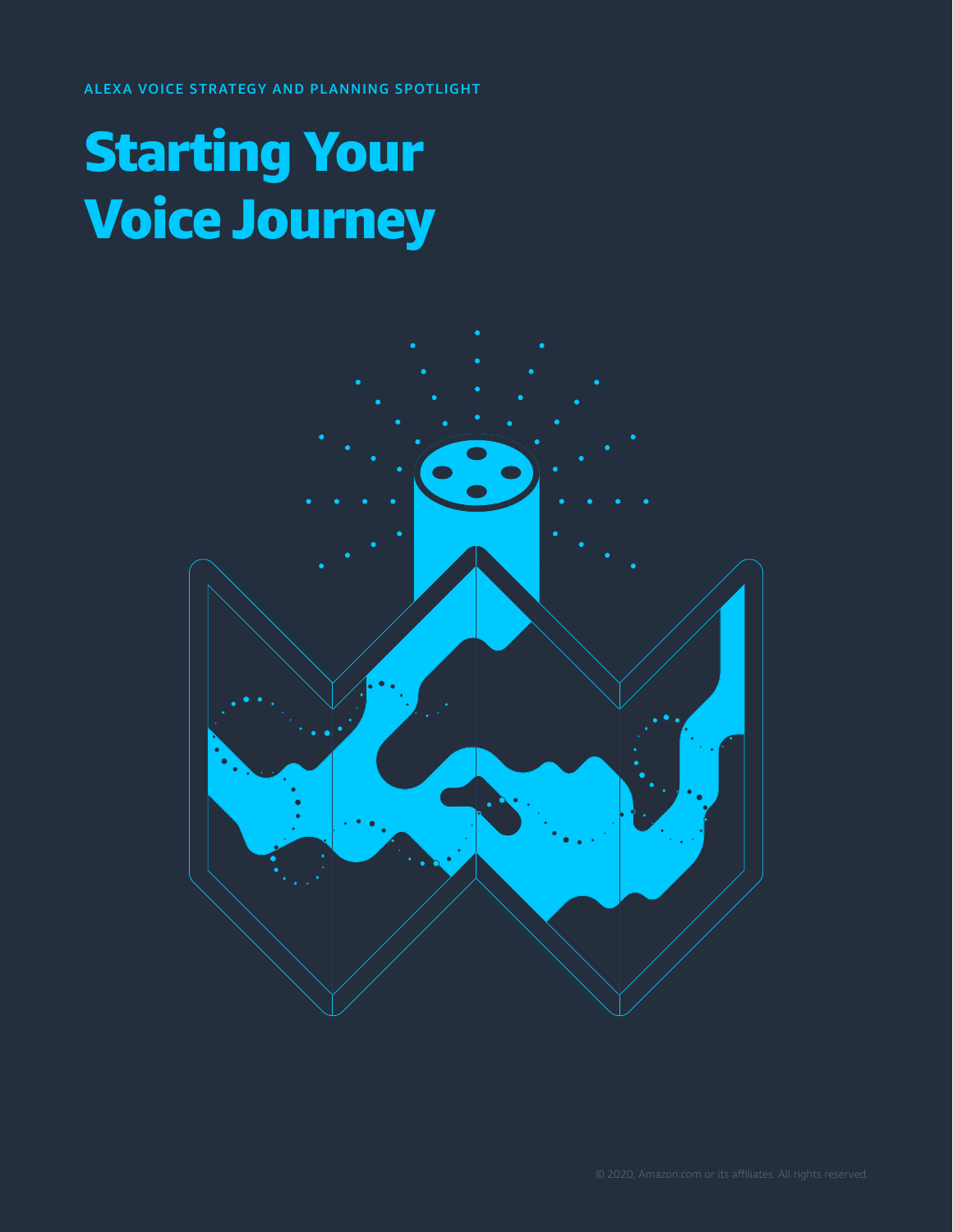ALEXA VOICE STRATEGY AND PLANNING SPOTLIGHT

# Starting Your Voice Journey

© 2020, Amazon.com or its affiliates. All rights reserved.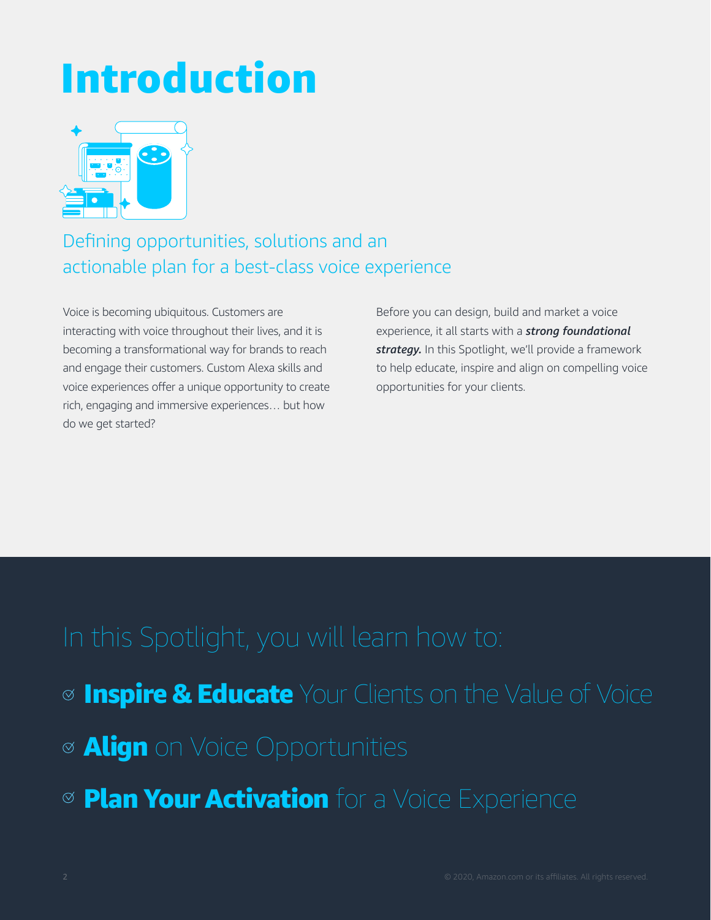# Introduction

## Defining opportunities, solutions and an actionable plan for a best-class voice experience

Voice is becoming ubiquitous. Customers are interacting with voice throughout their lives, and it is becoming a transformational way for brands to reach and engage their customers. Custom Alexa skills and voice experiences offer a unique opportunity to create rich, engaging and immersive experiences… but how do we get started?

Before you can design, build and market a voice experience, it all starts with a ***strong foundational strategy.*** In this Spotlight, we'll provide a framework to help educate, inspire and align on compelling voice opportunities for your clients.

## In this Spotlight, you will learn how to:

- **Inspire & Educate** Your Clients on the Value of Voice
- **Align** on Voice Opportunities
- **Plan Your Activation** for a Voice Experience

© 2020, Amazon.com or its affiliates. All rights reserved.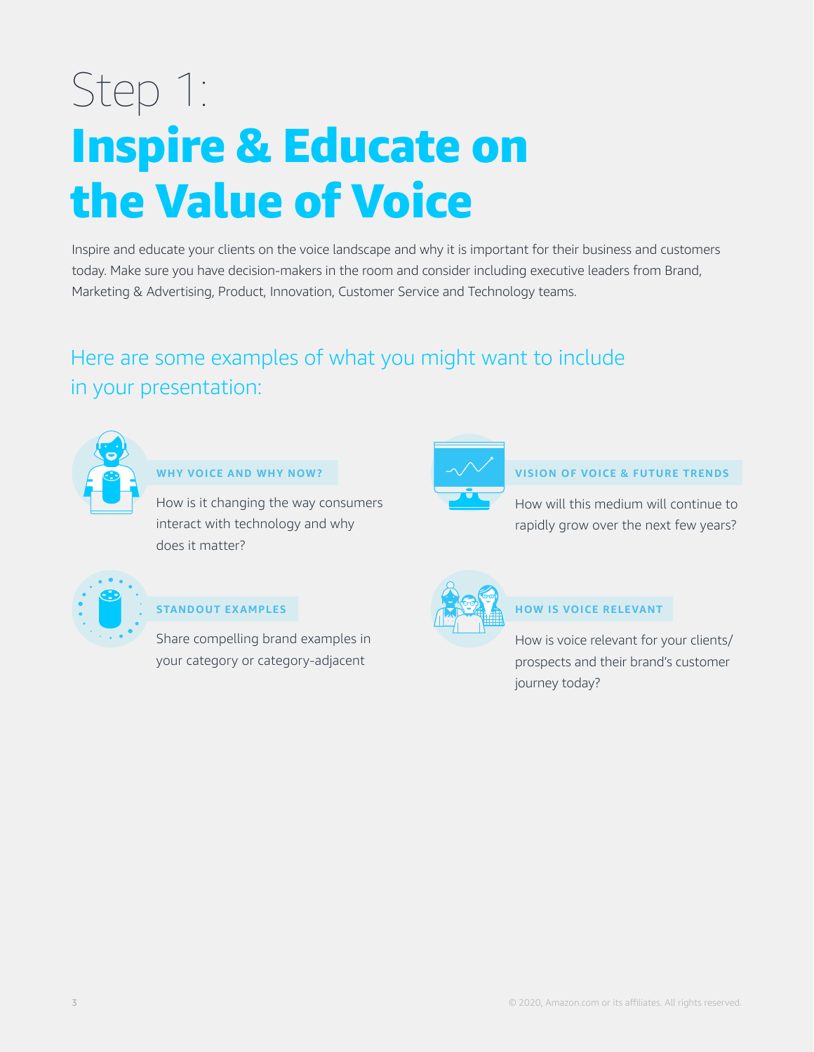# Step 1: Inspire & Educate on the Value of Voice

Inspire and educate your clients on the voice landscape and why it is important for their business and customers today. Make sure you have decision-makers in the room and consider including executive leaders from Brand, Marketing & Advertising, Product, Innovation, Customer Service and Technology teams.

## Here are some examples of what you might want to include in your presentation:

### WHY VOICE AND WHY NOW?

How is it changing the way consumers interact with technology and why does it matter?

### VISION OF VOICE & FUTURE TRENDS

How will this medium will continue to rapidly grow over the next few years?

### STANDOUT EXAMPLES

Share compelling brand examples in your category or category-adjacent

### HOW IS VOICE RELEVANT

How is voice relevant for your clients/ prospects and their brand's customer journey today?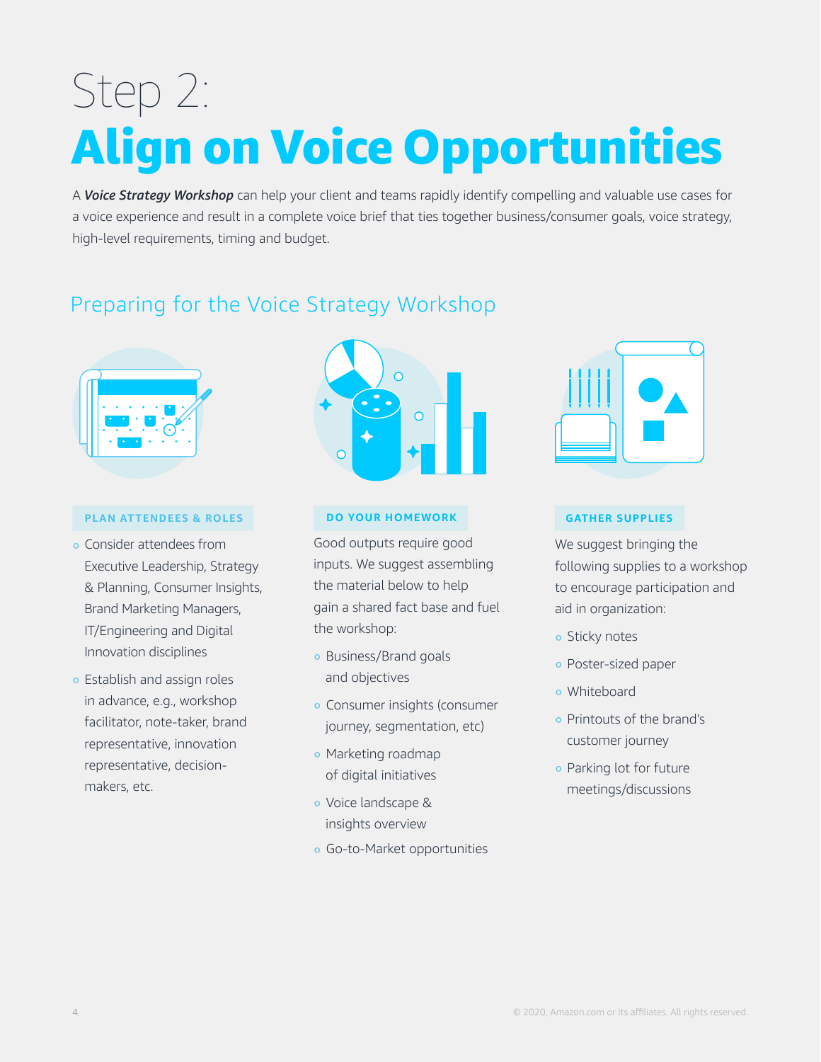# Step 2:
# Align on Voice Opportunities

A ***Voice Strategy Workshop*** can help your client and teams rapidly identify compelling and valuable use cases for a voice experience and result in a complete voice brief that ties together business/consumer goals, voice strategy, high-level requirements, timing and budget.

## Preparing for the Voice Strategy Workshop

### PLAN ATTENDEES & ROLES

- Consider attendees from Executive Leadership, Strategy & Planning, Consumer Insights, Brand Marketing Managers, IT/Engineering and Digital Innovation disciplines
- Establish and assign roles in advance, e.g., workshop facilitator, note-taker, brand representative, innovation representative, decision-makers, etc.

### DO YOUR HOMEWORK

Good outputs require good inputs. We suggest assembling the material below to help gain a shared fact base and fuel the workshop:

- Business/Brand goals and objectives
- Consumer insights (consumer journey, segmentation, etc)
- Marketing roadmap of digital initiatives
- Voice landscape & insights overview
- Go-to-Market opportunities

### GATHER SUPPLIES

We suggest bringing the following supplies to a workshop to encourage participation and aid in organization:

- Sticky notes
- Poster-sized paper
- Whiteboard
- Printouts of the brand's customer journey
- Parking lot for future meetings/discussions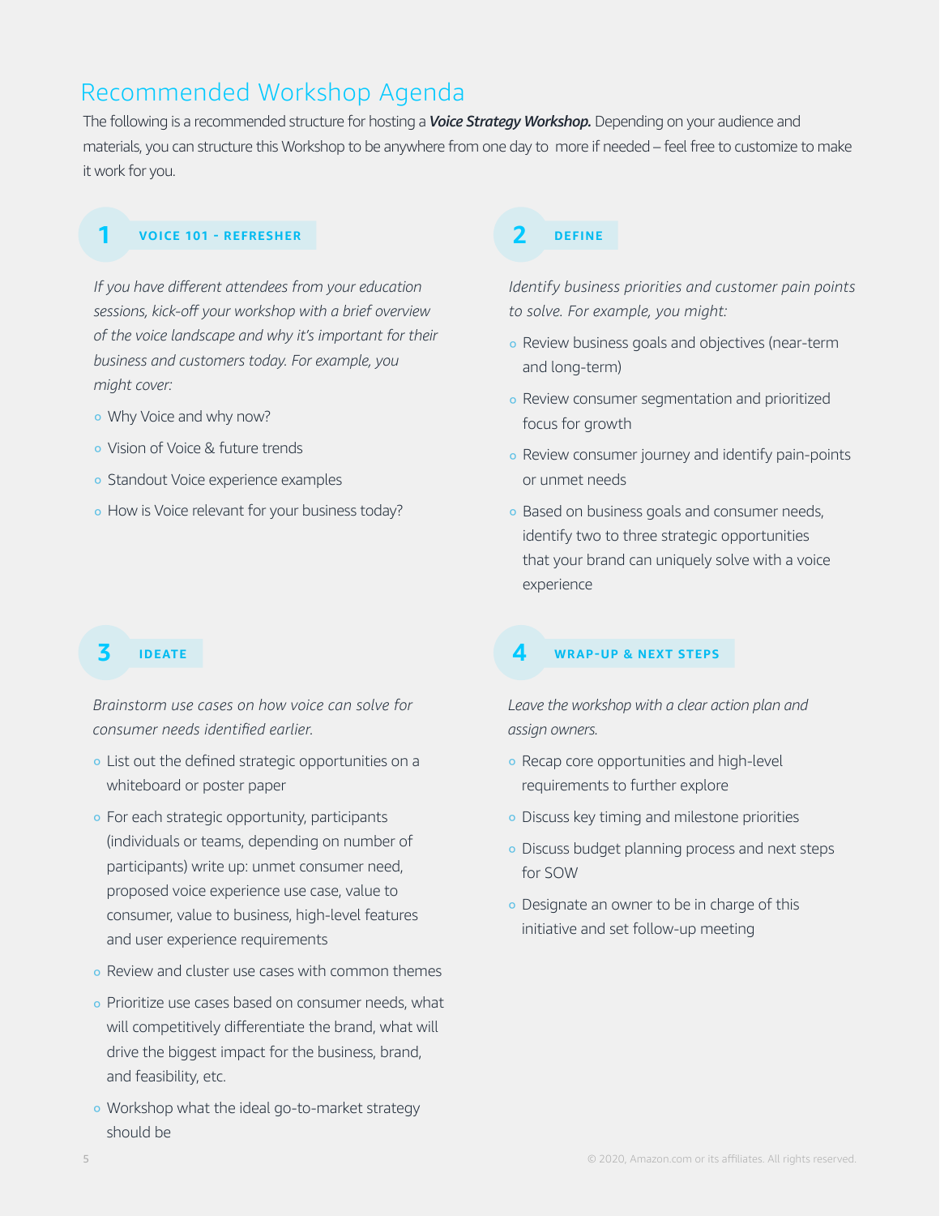# Recommended Workshop Agenda

The following is a recommended structure for hosting a ***Voice Strategy Workshop.*** Depending on your audience and materials, you can structure this Workshop to be anywhere from one day to more if needed – feel free to customize to make it work for you.

## 1 VOICE 101 - REFRESHER

*If you have different attendees from your education sessions, kick-off your workshop with a brief overview of the voice landscape and why it's important for their business and customers today. For example, you might cover:*

- Why Voice and why now?
- Vision of Voice & future trends
- Standout Voice experience examples
- How is Voice relevant for your business today?

## 2 DEFINE

*Identify business priorities and customer pain points to solve. For example, you might:*

- Review business goals and objectives (near-term and long-term)
- Review consumer segmentation and prioritized focus for growth
- Review consumer journey and identify pain-points or unmet needs
- Based on business goals and consumer needs, identify two to three strategic opportunities that your brand can uniquely solve with a voice experience

## 3 IDEATE

*Brainstorm use cases on how voice can solve for consumer needs identified earlier.*

- List out the defined strategic opportunities on a whiteboard or poster paper
- For each strategic opportunity, participants (individuals or teams, depending on number of participants) write up: unmet consumer need, proposed voice experience use case, value to consumer, value to business, high-level features and user experience requirements
- Review and cluster use cases with common themes
- Prioritize use cases based on consumer needs, what will competitively differentiate the brand, what will drive the biggest impact for the business, brand, and feasibility, etc.
- Workshop what the ideal go-to-market strategy should be

## 4 WRAP-UP & NEXT STEPS

*Leave the workshop with a clear action plan and assign owners.*

- Recap core opportunities and high-level requirements to further explore
- Discuss key timing and milestone priorities
- Discuss budget planning process and next steps for SOW
- Designate an owner to be in charge of this initiative and set follow-up meeting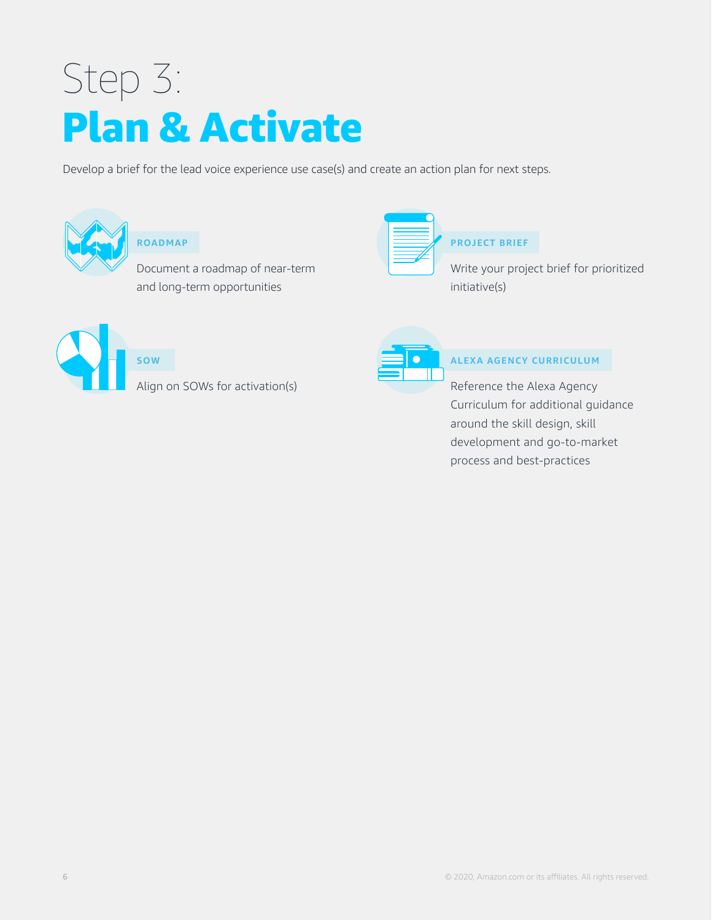# Step 3:
# Plan & Activate

Develop a brief for the lead voice experience use case(s) and create an action plan for next steps.

### ROADMAP

Document a roadmap of near-term and long-term opportunities

### PROJECT BRIEF

Write your project brief for prioritized initiative(s)

### SOW

Align on SOWs for activation(s)

### ALEXA AGENCY CURRICULUM

Reference the Alexa Agency Curriculum for additional guidance around the skill design, skill development and go-to-market process and best-practices

© 2020, Amazon.com or its affiliates. All rights reserved.